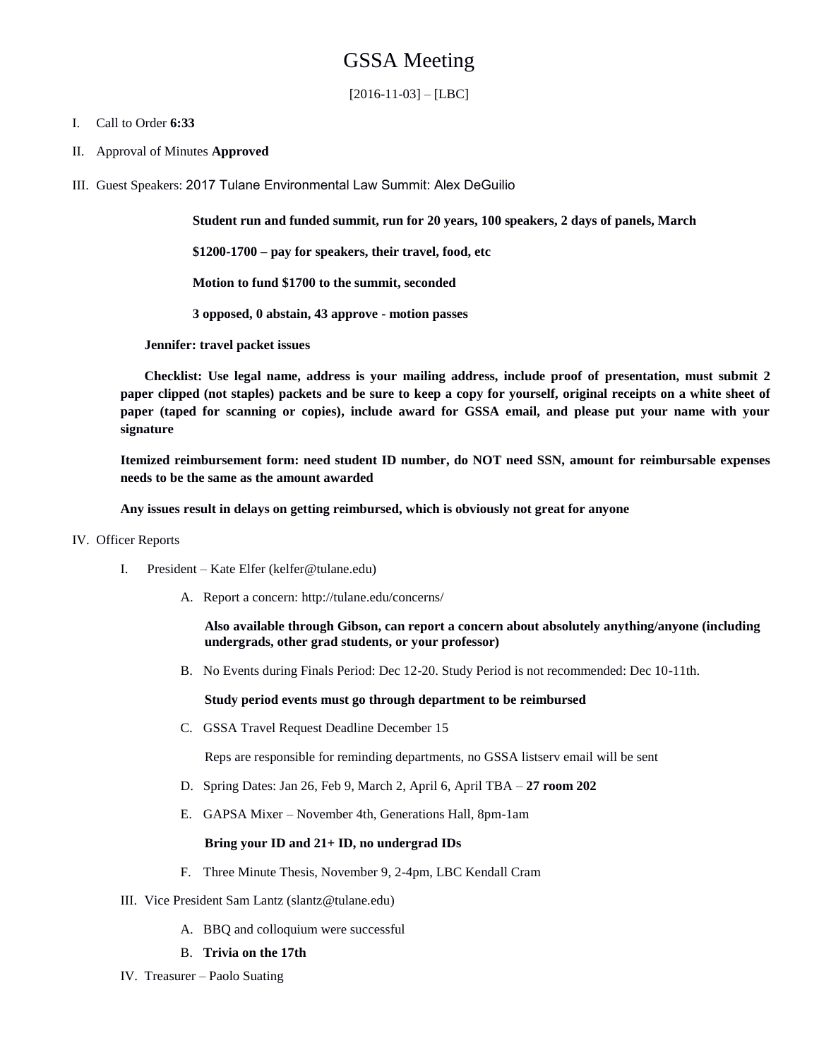# GSSA Meeting

[2016-11-03] – [LBC]

I. Call to Order **6:33**

II. Approval of Minutes **Approved**

III. Guest Speakers: 2017 Tulane Environmental Law Summit: Alex DeGuilio

**Student run and funded summit, run for 20 years, 100 speakers, 2 days of panels, March**

**$1200-1700 – pay for speakers, their travel, food, etc**

**Motion to fund $1700 to the summit, seconded**

**3 opposed, 0 abstain, 43 approve - motion passes**

**Jennifer: travel packet issues**

**Checklist: Use legal name, address is your mailing address, include proof of presentation, must submit 2 paper clipped (not staples) packets and be sure to keep a copy for yourself, original receipts on a white sheet of paper (taped for scanning or copies), include award for GSSA email, and please put your name with your signature**

**Itemized reimbursement form: need student ID number, do NOT need SSN, amount for reimbursable expenses needs to be the same as the amount awarded**

**Any issues result in delays on getting reimbursed, which is obviously not great for anyone**

IV. Officer Reports

I. President – Kate Elfer (kelfer@tulane.edu)

A. Report a concern: http://tulane.edu/concerns/

**Also available through Gibson, can report a concern about absolutely anything/anyone (including undergrads, other grad students, or your professor)**

B. No Events during Finals Period: Dec 12-20. Study Period is not recommended: Dec 10-11th.

**Study period events must go through department to be reimbursed**

C. GSSA Travel Request Deadline December 15

Reps are responsible for reminding departments, no GSSA listserv email will be sent

D. Spring Dates: Jan 26, Feb 9, March 2, April 6, April TBA – **27 room 202**

E. GAPSA Mixer – November 4th, Generations Hall, 8pm-1am

**Bring your ID and 21+ ID, no undergrad IDs**

F. Three Minute Thesis, November 9, 2-4pm, LBC Kendall Cram

III. Vice President Sam Lantz (slantz@tulane.edu)

A. BBQ and colloquium were successful

B. **Trivia on the 17th**

IV. Treasurer – Paolo Suating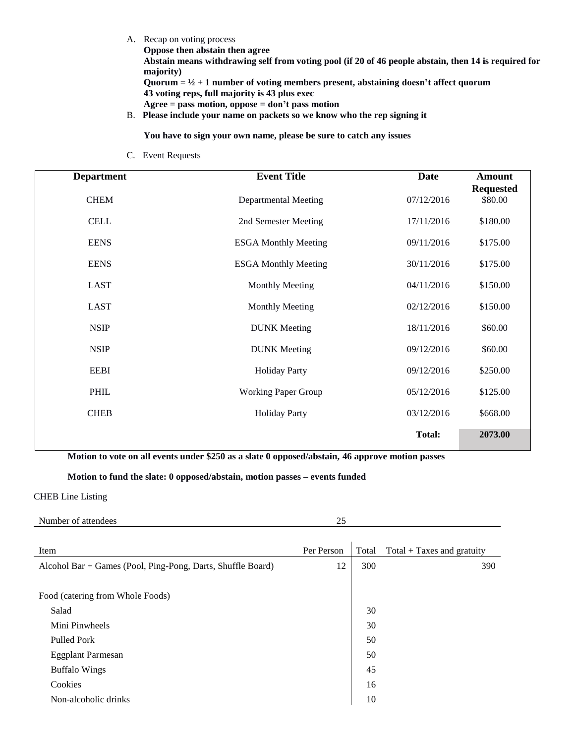A. Recap on voting process
   **Oppose then abstain then agree**
   **Abstain means withdrawing self from voting pool (if 20 of 46 people abstain, then 14 is required for majority)**
   **Quorum = ½ + 1 number of voting members present, abstaining doesn't affect quorum**
   **43 voting reps, full majority is 43 plus exec**
   **Agree = pass motion, oppose = don't pass motion**

B. **Please include your name on packets so we know who the rep signing it**

   **You have to sign your own name, please be sure to catch any issues**

C. Event Requests

| Department | Event Title | Date | Amount Requested |
|---|---|---|---|
| CHEM | Departmental Meeting | 07/12/2016 | $80.00 |
| CELL | 2nd Semester Meeting | 17/11/2016 | $180.00 |
| EENS | ESGA Monthly Meeting | 09/11/2016 | $175.00 |
| EENS | ESGA Monthly Meeting | 30/11/2016 | $175.00 |
| LAST | Monthly Meeting | 04/11/2016 | $150.00 |
| LAST | Monthly Meeting | 02/12/2016 | $150.00 |
| NSIP | DUNK Meeting | 18/11/2016 | $60.00 |
| NSIP | DUNK Meeting | 09/12/2016 | $60.00 |
| EEBI | Holiday Party | 09/12/2016 | $250.00 |
| PHIL | Working Paper Group | 05/12/2016 | $125.00 |
| CHEB | Holiday Party | 03/12/2016 | $668.00 |
| | | **Total:** | **2073.00** |

**Motion to vote on all events under $250 as a slate 0 opposed/abstain, 46 approve motion passes**

**Motion to fund the slate: 0 opposed/abstain, motion passes – events funded**

CHEB Line Listing

| Number of attendees | 25 | | |
|---|---|---|---|
| **Item** | **Per Person** | **Total** | **Total + Taxes and gratuity** |
| Alcohol Bar + Games (Pool, Ping-Pong, Darts, Shuffle Board) | 12 | 300 | 390 |
| Food (catering from Whole Foods) | | | |
| Salad | | 30 | |
| Mini Pinwheels | | 30 | |
| Pulled Pork | | 50 | |
| Eggplant Parmesan | | 50 | |
| Buffalo Wings | | 45 | |
| Cookies | | 16 | |
| Non-alcoholic drinks | | 10 | |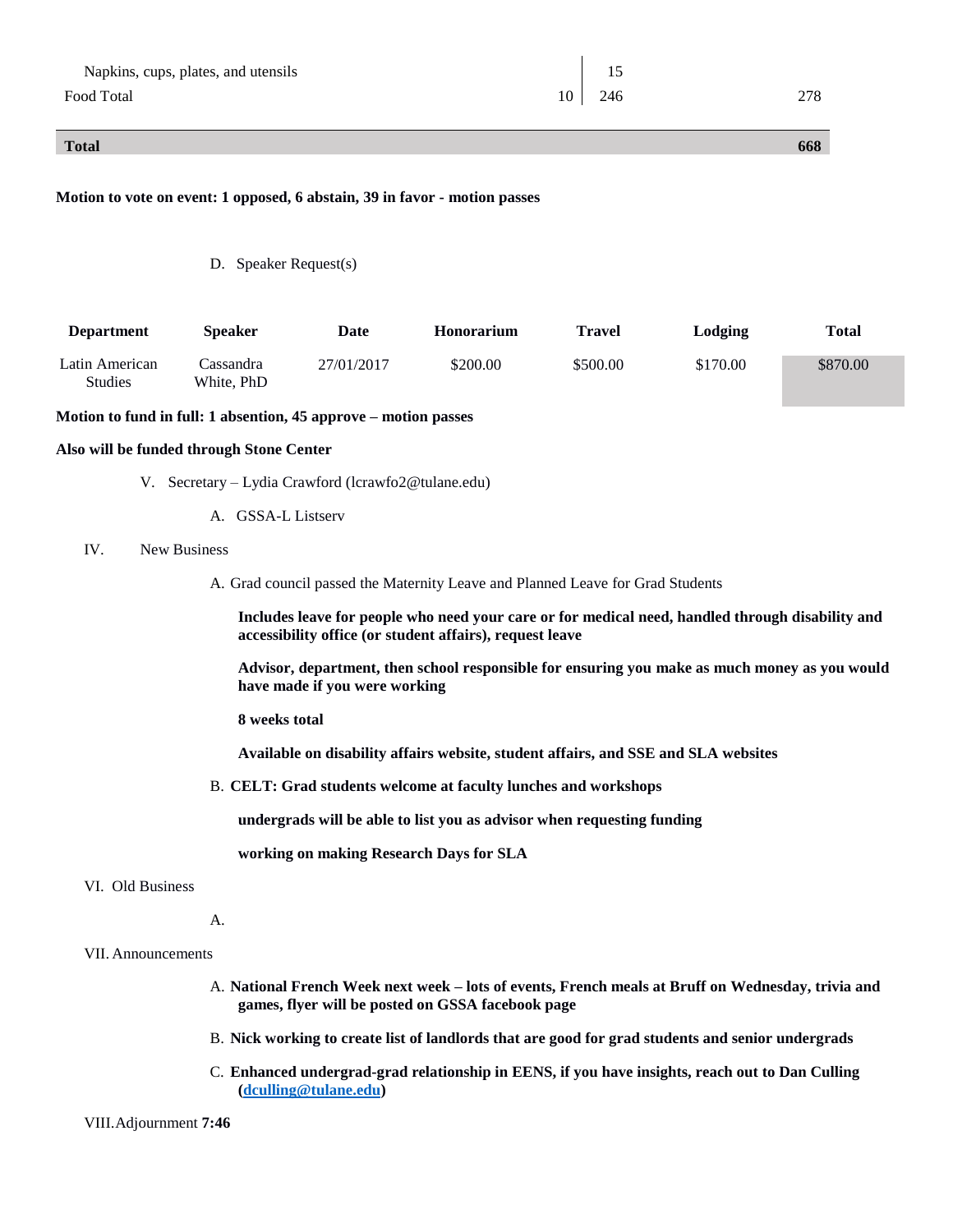| | | | |
|---|---|---|---|
| Napkins, cups, plates, and utensils | | 15 | |
| Food Total | 10 | 246 | 278 |
| **Total** | | | **668** |

**Motion to vote on event: 1 opposed, 6 abstain, 39 in favor - motion passes**

D. Speaker Request(s)

| Department | Speaker | Date | Honorarium | Travel | Lodging | Total |
|---|---|---|---|---|---|---|
| Latin American Studies | Cassandra White, PhD | 27/01/2017 | \$200.00 | \$500.00 | \$170.00 | \$870.00 |

**Motion to fund in full: 1 absention, 45 approve – motion passes**

**Also will be funded through Stone Center**

V. Secretary – Lydia Crawford (lcrawfo2@tulane.edu)

A. GSSA-L Listserv

IV. New Business

A. Grad council passed the Maternity Leave and Planned Leave for Grad Students

**Includes leave for people who need your care or for medical need, handled through disability and accessibility office (or student affairs), request leave**

**Advisor, department, then school responsible for ensuring you make as much money as you would have made if you were working**

**8 weeks total**

**Available on disability affairs website, student affairs, and SSE and SLA websites**

B. **CELT: Grad students welcome at faculty lunches and workshops**

**undergrads will be able to list you as advisor when requesting funding**

**working on making Research Days for SLA**

VI. Old Business

A.

VII. Announcements

A. **National French Week next week – lots of events, French meals at Bruff on Wednesday, trivia and games, flyer will be posted on GSSA facebook page**

B. **Nick working to create list of landlords that are good for grad students and senior undergrads**

C. **Enhanced undergrad-grad relationship in EENS, if you have insights, reach out to Dan Culling (dculling@tulane.edu)**

VIII. Adjournment **7:46**